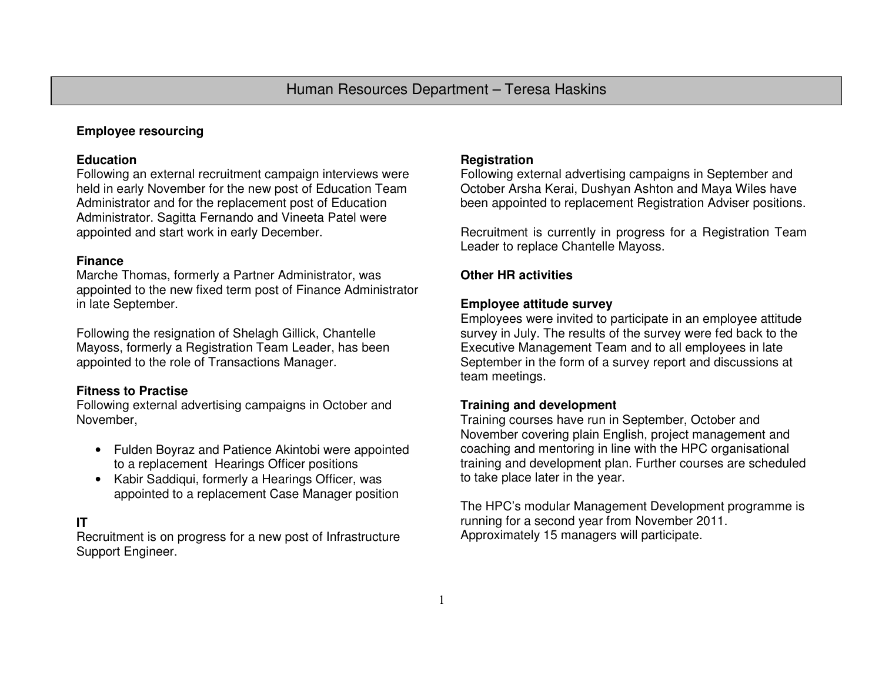# Human Resources Department – Teresa Haskins

**Employee resourcing**

**Education**
Following an external recruitment campaign interviews were held in early November for the new post of Education Team Administrator and for the replacement post of Education Administrator. Sagitta Fernando and Vineeta Patel were appointed and start work in early December.

**Finance**
Marche Thomas, formerly a Partner Administrator, was appointed to the new fixed term post of Finance Administrator in late September.

Following the resignation of Shelagh Gillick, Chantelle Mayoss, formerly a Registration Team Leader, has been appointed to the role of Transactions Manager.

**Fitness to Practise**
Following external advertising campaigns in October and November,

- Fulden Boyraz and Patience Akintobi were appointed to a replacement Hearings Officer positions
- Kabir Saddiqui, formerly a Hearings Officer, was appointed to a replacement Case Manager position

**IT**
Recruitment is on progress for a new post of Infrastructure Support Engineer.

**Registration**
Following external advertising campaigns in September and October Arsha Kerai, Dushyan Ashton and Maya Wiles have been appointed to replacement Registration Adviser positions.

Recruitment is currently in progress for a Registration Team Leader to replace Chantelle Mayoss.

**Other HR activities**

**Employee attitude survey**
Employees were invited to participate in an employee attitude survey in July. The results of the survey were fed back to the Executive Management Team and to all employees in late September in the form of a survey report and discussions at team meetings.

**Training and development**
Training courses have run in September, October and November covering plain English, project management and coaching and mentoring in line with the HPC organisational training and development plan. Further courses are scheduled to take place later in the year.

The HPC's modular Management Development programme is running for a second year from November 2011. Approximately 15 managers will participate.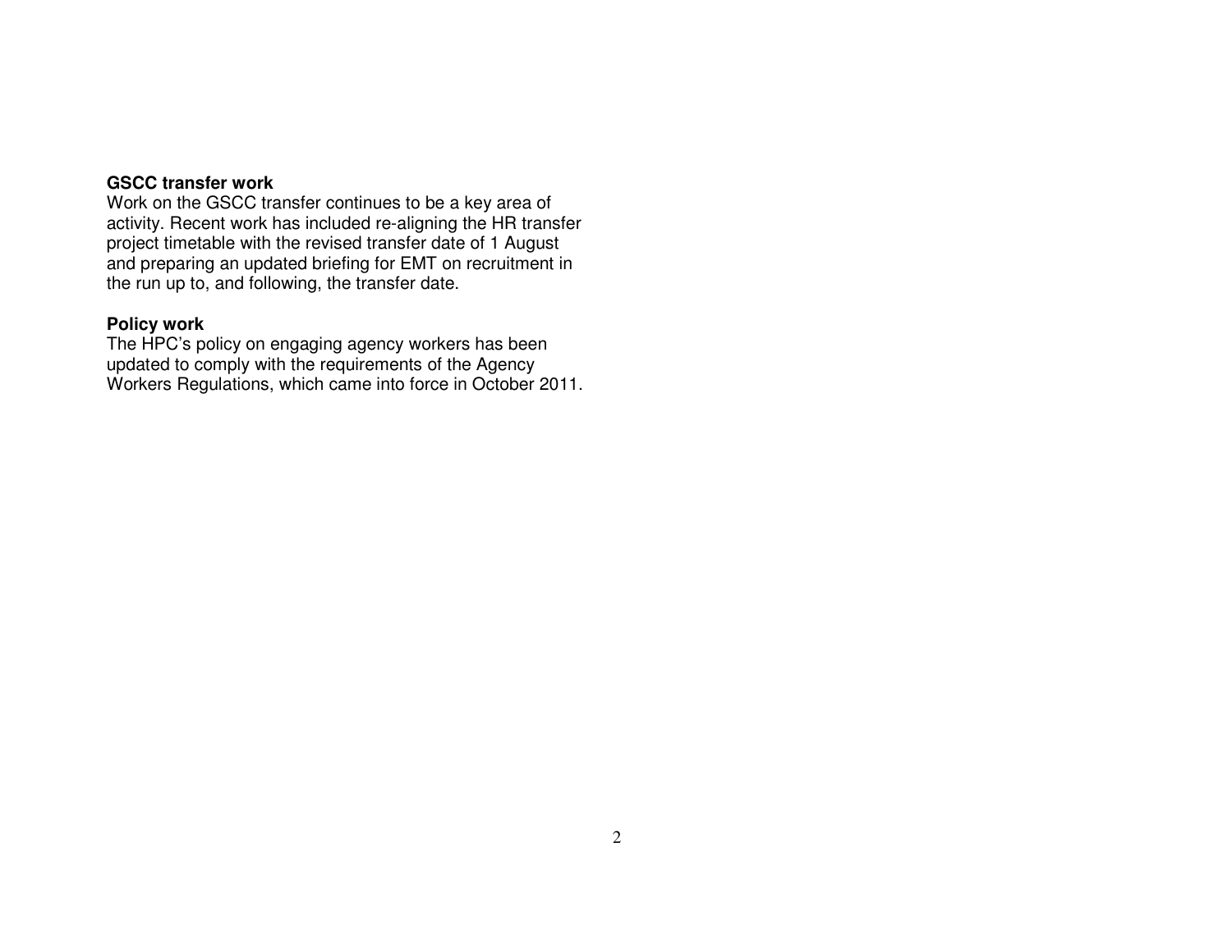**GSCC transfer work**
Work on the GSCC transfer continues to be a key area of activity. Recent work has included re-aligning the HR transfer project timetable with the revised transfer date of 1 August and preparing an updated briefing for EMT on recruitment in the run up to, and following, the transfer date.

**Policy work**
The HPC's policy on engaging agency workers has been updated to comply with the requirements of the Agency Workers Regulations, which came into force in October 2011.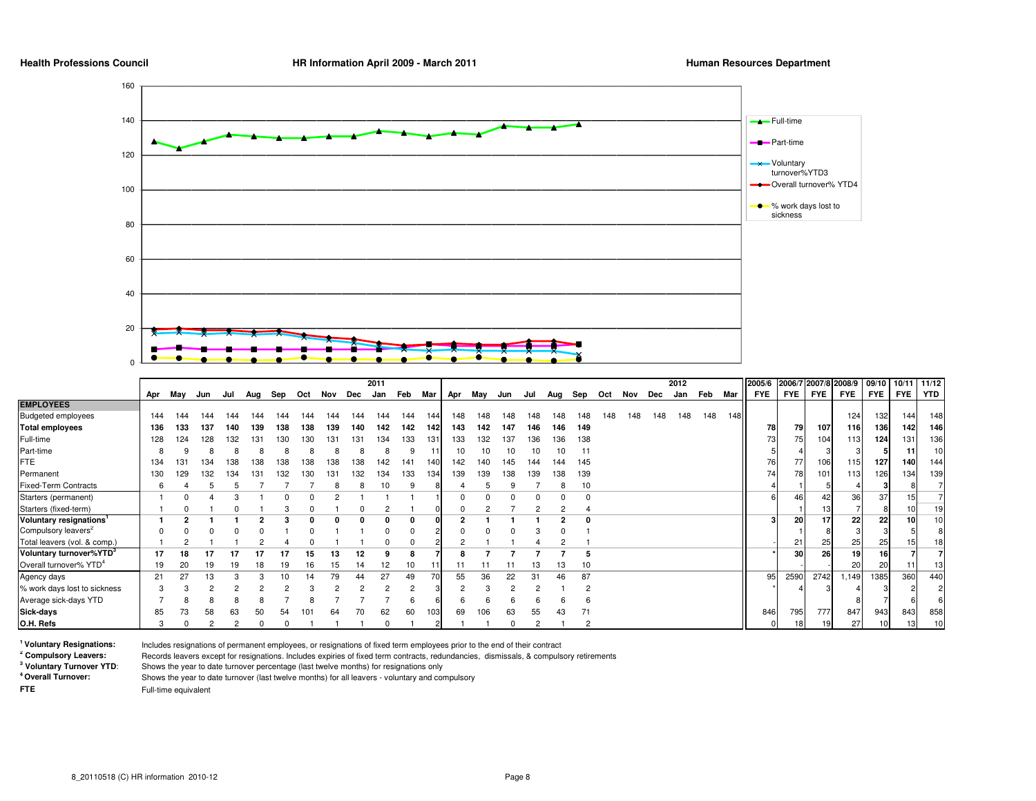**Health Professions Council** | **HR Information April 2009 - March 2011** | **Human Resources Department**

160
140
120
100
80
60
40
20
0

Full-time
Part-time
Voluntary turnover%YTD3
Overall turnover% YTD4
% work days lost to sickness

| | | | | | | | | | | 2011 | | | | | | | | | | | | | 2012 | | | 2005/6 | 2006/7 | 2007/8 | 2008/9 | 09/10 | 10/11 | 11/12 |
|---|---|---|---|---|---|---|---|---|---|---|---|---|---|---|---|---|---|---|---|---|---|---|---|---|---|---|---|---|---|---|---|---|
| | Apr | May | Jun | Jul | Aug | Sep | Oct | Nov | Dec | Jan | Feb | Mar | Apr | May | Jun | Jul | Aug | Sep | Oct | Nov | Dec | Jan | Feb | Mar | FYE | FYE | FYE | FYE | FYE | FYE | YTD |
| **EMPLOYEES** | | | | | | | | | | | | | | | | | | | | | | | | | | | | | | | |
| Budgeted employees | 144 | 144 | 144 | 144 | 144 | 144 | 144 | 144 | 144 | 144 | 144 | 144 | 148 | 148 | 148 | 148 | 148 | 148 | 148 | 148 | 148 | 148 | 148 | 148 | | | | 124 | 132 | 144 | 148 |
| **Total employees** | **136** | **133** | **137** | **140** | **139** | **138** | **138** | **139** | **140** | **142** | **142** | **142** | **143** | **142** | **147** | **146** | **146** | **149** | | | | | | | **78** | **79** | **107** | **116** | **136** | **142** | **146** |
| Full-time | 128 | 124 | 128 | 132 | 131 | 130 | 130 | 131 | 131 | 134 | 133 | 131 | 133 | 132 | 137 | 136 | 136 | 138 | | | | | | | 73 | 75 | 104 | 113 | **124** | 131 | 136 |
| Part-time | 8 | 9 | 8 | 8 | 8 | 8 | 8 | 8 | 8 | 8 | 9 | 11 | 10 | 10 | 10 | 10 | 10 | 11 | | | | | | | 5 | 4 | 3 | 3 | **5** | **11** | 10 |
| FTE | 134 | 131 | 134 | 138 | 138 | 138 | 138 | 138 | 138 | 142 | 141 | 140 | 142 | 140 | 145 | 144 | 144 | 145 | | | | | | | 76 | 77 | 106 | 115 | **127** | **140** | 144 |
| Permanent | 130 | 129 | 132 | 134 | 131 | 132 | 130 | 131 | 132 | 134 | 133 | 134 | 139 | 139 | 138 | 139 | 138 | 139 | | | | | | | 74 | 78 | 101 | 113 | 126 | 134 | 139 |
| Fixed-Term Contracts | 6 | 4 | 5 | 5 | 7 | 7 | 7 | 8 | 8 | 10 | 9 | 8 | 4 | 5 | 9 | 7 | 8 | 10 | | | | | | | 4 | 1 | 5 | 4 | **3** | 8 | 7 |
| Starters (permanent) | 1 | 0 | 4 | 3 | 1 | 0 | 0 | 2 | 1 | 1 | 1 | 1 | 0 | 0 | 0 | 0 | 0 | 0 | | | | | | | 6 | 46 | 42 | 36 | 37 | 15 | 7 |
| Starters (fixed-term) | 1 | 0 | 1 | 0 | 1 | 3 | 0 | 1 | 0 | 2 | 1 | 0 | 0 | 2 | 7 | 2 | 2 | 4 | | | | | | | | 1 | 13 | 7 | 8 | 10 | 19 |
| **Voluntary resignations[1]** | **1** | **2** | **1** | **1** | **2** | **3** | **0** | **0** | **0** | **0** | **0** | **0** | **2** | **1** | **1** | **1** | **2** | **0** | | | | | | | **3** | **20** | **17** | **22** | **22** | **10** | 10 |
| Compulsory leavers[2] | 0 | 0 | 0 | 0 | 0 | 1 | 0 | 1 | 1 | 0 | 0 | 2 | 0 | 0 | 0 | 3 | 0 | 1 | | | | | | | | 1 | 8 | 3 | 3 | 5 | 8 |
| Total leavers (vol. & comp.) | 1 | 2 | 1 | 1 | 2 | 4 | 0 | 1 | 1 | 0 | 0 | 2 | 2 | 1 | 1 | 4 | 2 | 1 | | | | | | | - | 21 | 25 | 25 | 25 | 15 | 18 |
| **Voluntary turnover%YTD[3]** | **17** | **18** | **17** | **17** | **17** | **17** | **15** | **13** | **12** | **9** | **8** | **7** | **8** | **7** | **7** | **7** | **7** | **5** | | | | | | | * | **30** | **26** | **19** | **16** | **7** | **7** |
| Overall turnover% YTD[4] | 19 | 20 | 19 | 19 | 18 | 19 | 16 | 15 | 14 | 12 | 10 | 11 | 11 | 11 | 11 | 13 | 13 | 10 | | | | | | | | - | - | 20 | 20 | 11 | 13 |
| Agency days | 21 | 27 | 13 | 3 | 3 | 10 | 14 | 79 | 44 | 27 | 49 | 70 | 55 | 36 | 22 | 31 | 46 | 87 | | | | | | | 95 | 2590 | 2742 | 1,149 | 1385 | 360 | 440 |
| % work days lost to sickness | 3 | 3 | 2 | 2 | 2 | 2 | 3 | 2 | 2 | 2 | 2 | 3 | 2 | 3 | 2 | 2 | 1 | 2 | | | | | | | * | 4 | 3 | 4 | 3 | 2 | 2 |
| Average sick-days YTD | 7 | 8 | 8 | 8 | 8 | 7 | 8 | 7 | 7 | 7 | 6 | 6 | 6 | 6 | 6 | 6 | 6 | 6 | | | | | | | | | | 8 | 7 | 6 | 6 |
| **Sick-days** | 85 | 73 | 58 | 63 | 50 | 54 | 101 | 64 | 70 | 62 | 60 | 103 | 69 | 106 | 63 | 55 | 43 | 71 | | | | | | | 846 | 795 | 777 | 847 | 943 | 843 | 858 |
| **O.H. Refs** | 3 | 0 | 2 | 2 | 0 | 0 | 1 | 1 | 1 | 0 | 1 | 2 | 1 | 1 | 0 | 2 | 1 | 2 | | | | | | | 0 | 18 | 19 | 27 | 10 | 13 | 10 |

**[1] Voluntary Resignations:** Includes resignations of permanent employees, or resignations of fixed term employees prior to the end of their contract

**[2] Compulsory Leavers:** Records leavers except for resignations. Includes expiries of fixed term contracts, redundancies, dismissals, & compulsory retirements

**[3] Voluntary Turnover YTD**: Shows the year to date turnover percentage (last twelve months) for resignations only

**[4] Overall Turnover:** Shows the year to date turnover (last twelve months) for all leavers - voluntary and compulsory

**FTE** Full-time equivalent